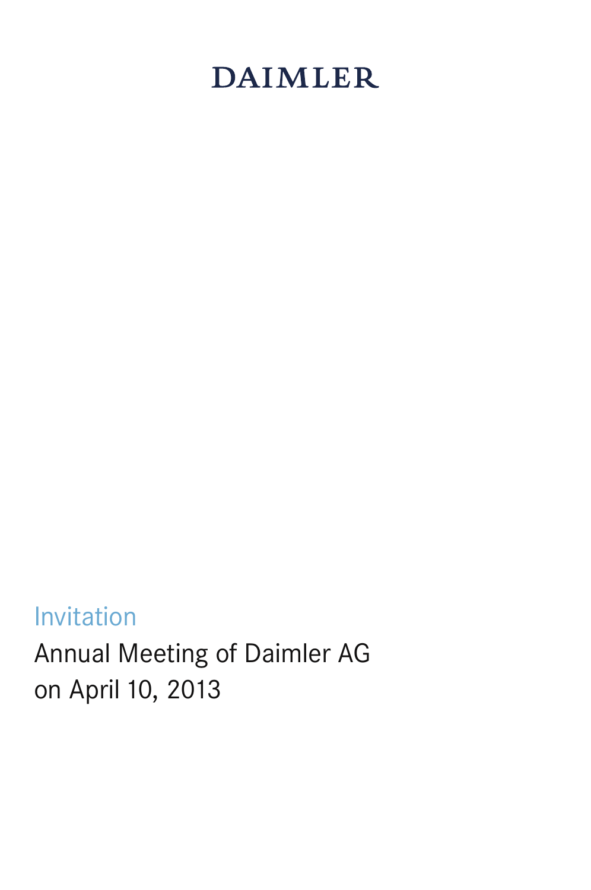DAIMLER

Invitation

# Annual Meeting of Daimler AG on April 10, 2013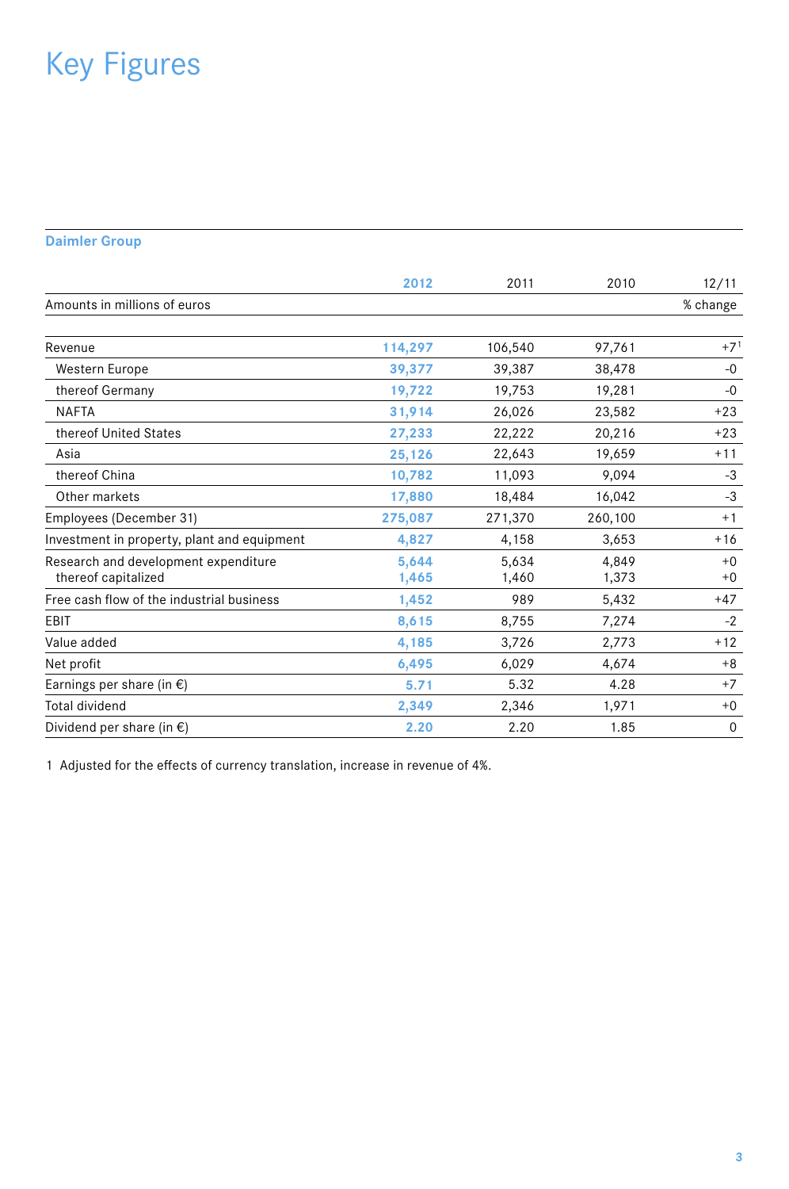# Key Figures

## Daimler Group

| | 2012 | 2011 | 2010 | 12/11 |
|---|---|---|---|---|
| Amounts in millions of euros | | | | % change |
| Revenue | 114,297 | 106,540 | 97,761 | +7[1] |
| Western Europe | 39,377 | 39,387 | 38,478 | -0 |
| thereof Germany | 19,722 | 19,753 | 19,281 | -0 |
| NAFTA | 31,914 | 26,026 | 23,582 | +23 |
| thereof United States | 27,233 | 22,222 | 20,216 | +23 |
| Asia | 25,126 | 22,643 | 19,659 | +11 |
| thereof China | 10,782 | 11,093 | 9,094 | -3 |
| Other markets | 17,880 | 18,484 | 16,042 | -3 |
| Employees (December 31) | 275,087 | 271,370 | 260,100 | +1 |
| Investment in property, plant and equipment | 4,827 | 4,158 | 3,653 | +16 |
| Research and development expenditure | 5,644 | 5,634 | 4,849 | +0 |
| thereof capitalized | 1,465 | 1,460 | 1,373 | +0 |
| Free cash flow of the industrial business | 1,452 | 989 | 5,432 | +47 |
| EBIT | 8,615 | 8,755 | 7,274 | -2 |
| Value added | 4,185 | 3,726 | 2,773 | +12 |
| Net profit | 6,495 | 6,029 | 4,674 | +8 |
| Earnings per share (in €) | 5.71 | 5.32 | 4.28 | +7 |
| Total dividend | 2,349 | 2,346 | 1,971 | +0 |
| Dividend per share (in €) | 2.20 | 2.20 | 1.85 | 0 |

1 Adjusted for the effects of currency translation, increase in revenue of 4%.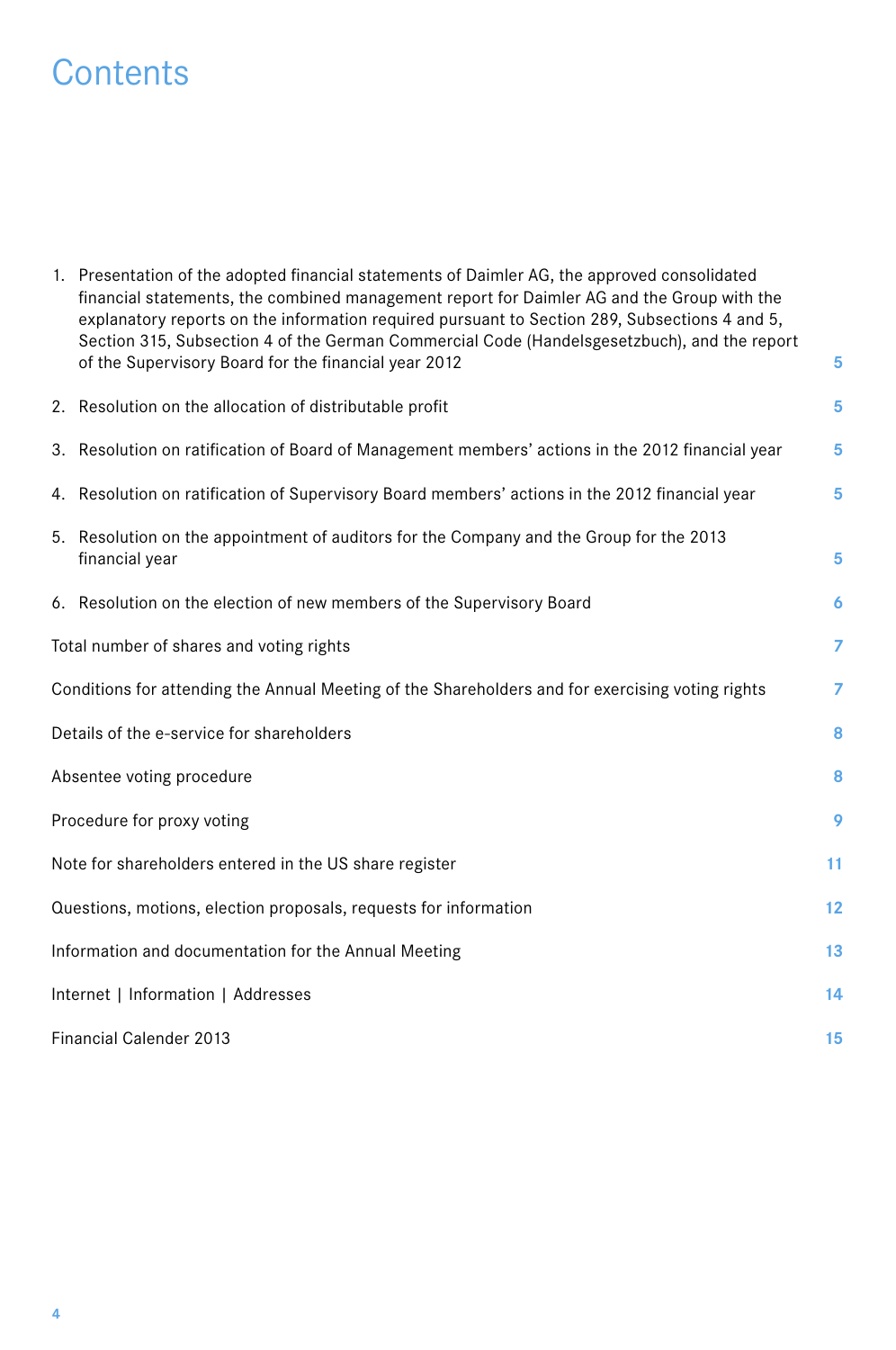# Contents

| | |
|---|---|
| 1. Presentation of the adopted financial statements of Daimler AG, the approved consolidated financial statements, the combined management report for Daimler AG and the Group with the explanatory reports on the information required pursuant to Section 289, Subsections 4 and 5, Section 315, Subsection 4 of the German Commercial Code (Handelsgesetzbuch), and the report of the Supervisory Board for the financial year 2012 | 5 |
| 2. Resolution on the allocation of distributable profit | 5 |
| 3. Resolution on ratification of Board of Management members' actions in the 2012 financial year | 5 |
| 4. Resolution on ratification of Supervisory Board members' actions in the 2012 financial year | 5 |
| 5. Resolution on the appointment of auditors for the Company and the Group for the 2013 financial year | 5 |
| 6. Resolution on the election of new members of the Supervisory Board | 6 |
| Total number of shares and voting rights | 7 |
| Conditions for attending the Annual Meeting of the Shareholders and for exercising voting rights | 7 |
| Details of the e-service for shareholders | 8 |
| Absentee voting procedure | 8 |
| Procedure for proxy voting | 9 |
| Note for shareholders entered in the US share register | 11 |
| Questions, motions, election proposals, requests for information | 12 |
| Information and documentation for the Annual Meeting | 13 |
| Internet \| Information \| Addresses | 14 |
| Financial Calender 2013 | 15 |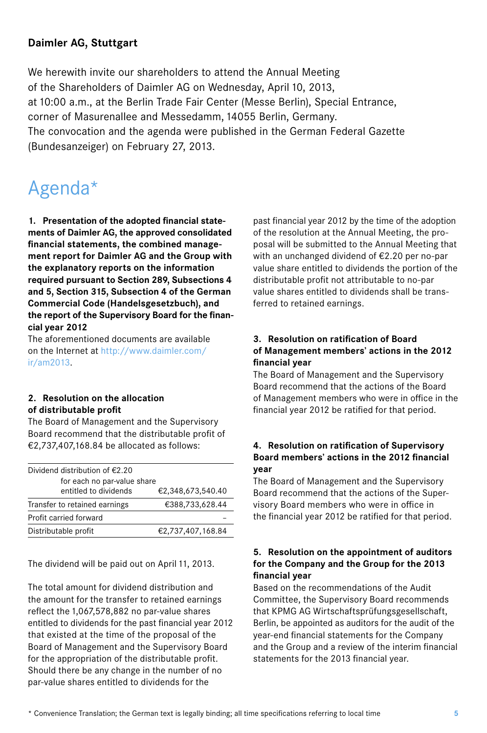**Daimler AG, Stuttgart**

We herewith invite our shareholders to attend the Annual Meeting of the Shareholders of Daimler AG on Wednesday, April 10, 2013, at 10:00 a.m., at the Berlin Trade Fair Center (Messe Berlin), Special Entrance, corner of Masurenallee and Messedamm, 14055 Berlin, Germany. The convocation and the agenda were published in the German Federal Gazette (Bundesanzeiger) on February 27, 2013.

# Agenda*

**1. Presentation of the adopted financial statements of Daimler AG, the approved consolidated financial statements, the combined management report for Daimler AG and the Group with the explanatory reports on the information required pursuant to Section 289, Subsections 4 and 5, Section 315, Subsection 4 of the German Commercial Code (Handelsgesetzbuch), and the report of the Supervisory Board for the financial year 2012**

The aforementioned documents are available on the Internet at http://www.daimler.com/ir/am2013.

**2. Resolution on the allocation of distributable profit**

The Board of Management and the Supervisory Board recommend that the distributable profit of €2,737,407,168.84 be allocated as follows:

| | |
|---|---|
| Dividend distribution of €2.20 for each no par-value share entitled to dividends | €2,348,673,540.40 |
| Transfer to retained earnings | €388,733,628.44 |
| Profit carried forward | – |
| Distributable profit | €2,737,407,168.84 |

The dividend will be paid out on April 11, 2013.

The total amount for dividend distribution and the amount for the transfer to retained earnings reflect the 1,067,578,882 no par-value shares entitled to dividends for the past financial year 2012 that existed at the time of the proposal of the Board of Management and the Supervisory Board for the appropriation of the distributable profit. Should there be any change in the number of no par-value shares entitled to dividends for the past financial year 2012 by the time of the adoption of the resolution at the Annual Meeting, the proposal will be submitted to the Annual Meeting that with an unchanged dividend of €2.20 per no-par value share entitled to dividends the portion of the distributable profit not attributable to no-par value shares entitled to dividends shall be transferred to retained earnings.

**3. Resolution on ratification of Board of Management members' actions in the 2012 financial year**

The Board of Management and the Supervisory Board recommend that the actions of the Board of Management members who were in office in the financial year 2012 be ratified for that period.

**4. Resolution on ratification of Supervisory Board members' actions in the 2012 financial year**

The Board of Management and the Supervisory Board recommend that the actions of the Supervisory Board members who were in office in the financial year 2012 be ratified for that period.

**5. Resolution on the appointment of auditors for the Company and the Group for the 2013 financial year**

Based on the recommendations of the Audit Committee, the Supervisory Board recommends that KPMG AG Wirtschaftsprüfungsgesellschaft, Berlin, be appointed as auditors for the audit of the year-end financial statements for the Company and the Group and a review of the interim financial statements for the 2013 financial year.

* Convenience Translation; the German text is legally binding; all time specifications referring to local time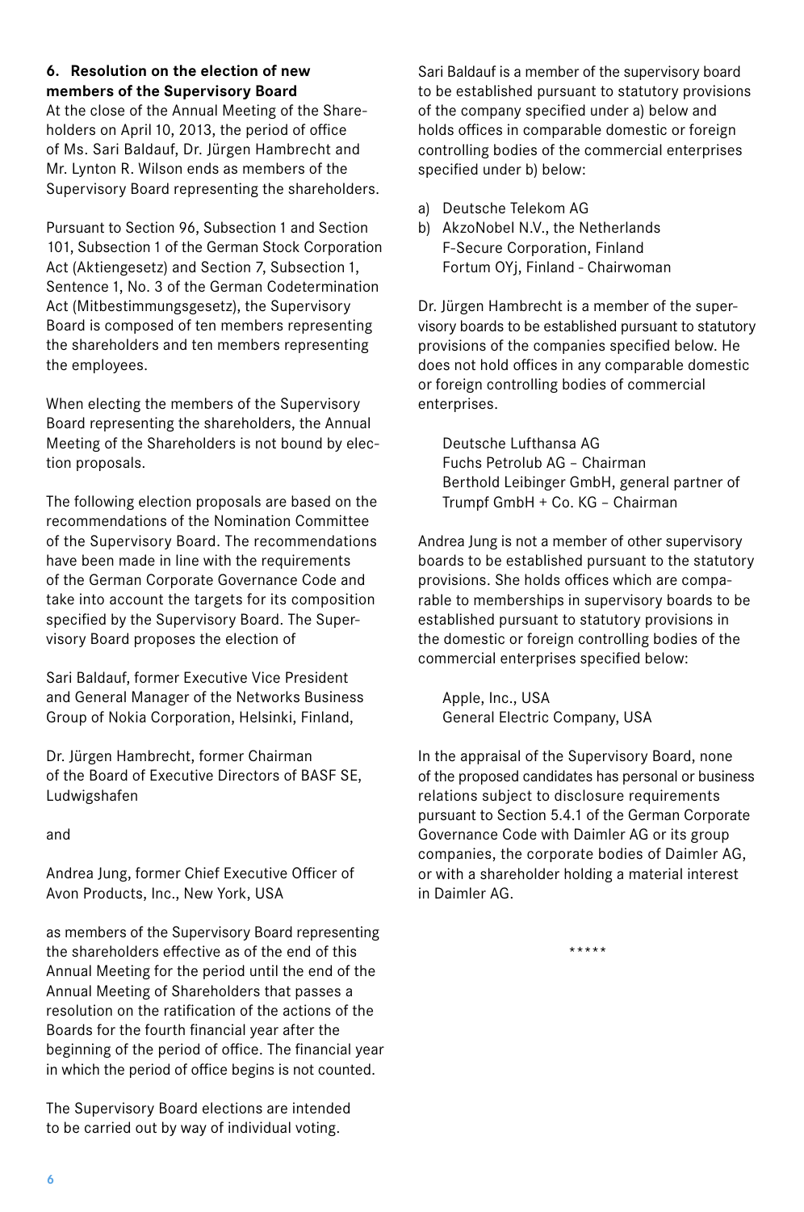### 6. Resolution on the election of new members of the Supervisory Board

At the close of the Annual Meeting of the Shareholders on April 10, 2013, the period of office of Ms. Sari Baldauf, Dr. Jürgen Hambrecht and Mr. Lynton R. Wilson ends as members of the Supervisory Board representing the shareholders.

Pursuant to Section 96, Subsection 1 and Section 101, Subsection 1 of the German Stock Corporation Act (Aktiengesetz) and Section 7, Subsection 1, Sentence 1, No. 3 of the German Codetermination Act (Mitbestimmungsgesetz), the Supervisory Board is composed of ten members representing the shareholders and ten members representing the employees.

When electing the members of the Supervisory Board representing the shareholders, the Annual Meeting of the Shareholders is not bound by election proposals.

The following election proposals are based on the recommendations of the Nomination Committee of the Supervisory Board. The recommendations have been made in line with the requirements of the German Corporate Governance Code and take into account the targets for its composition specified by the Supervisory Board. The Supervisory Board proposes the election of

Sari Baldauf, former Executive Vice President and General Manager of the Networks Business Group of Nokia Corporation, Helsinki, Finland,

Dr. Jürgen Hambrecht, former Chairman of the Board of Executive Directors of BASF SE, Ludwigshafen

and

Andrea Jung, former Chief Executive Officer of Avon Products, Inc., New York, USA

as members of the Supervisory Board representing the shareholders effective as of the end of this Annual Meeting for the period until the end of the Annual Meeting of Shareholders that passes a resolution on the ratification of the actions of the Boards for the fourth financial year after the beginning of the period of office. The financial year in which the period of office begins is not counted.

The Supervisory Board elections are intended to be carried out by way of individual voting.

Sari Baldauf is a member of the supervisory board to be established pursuant to statutory provisions of the company specified under a) below and holds offices in comparable domestic or foreign controlling bodies of the commercial enterprises specified under b) below:

a) Deutsche Telekom AG
b) AkzoNobel N.V., the Netherlands
   F-Secure Corporation, Finland
   Fortum OYj, Finland - Chairwoman

Dr. Jürgen Hambrecht is a member of the supervisory boards to be established pursuant to statutory provisions of the companies specified below. He does not hold offices in any comparable domestic or foreign controlling bodies of commercial enterprises.

Deutsche Lufthansa AG
Fuchs Petrolub AG – Chairman
Berthold Leibinger GmbH, general partner of Trumpf GmbH + Co. KG – Chairman

Andrea Jung is not a member of other supervisory boards to be established pursuant to the statutory provisions. She holds offices which are comparable to memberships in supervisory boards to be established pursuant to statutory provisions in the domestic or foreign controlling bodies of the commercial enterprises specified below:

Apple, Inc., USA
General Electric Company, USA

In the appraisal of the Supervisory Board, none of the proposed candidates has personal or business relations subject to disclosure requirements pursuant to Section 5.4.1 of the German Corporate Governance Code with Daimler AG or its group companies, the corporate bodies of Daimler AG, or with a shareholder holding a material interest in Daimler AG.

*****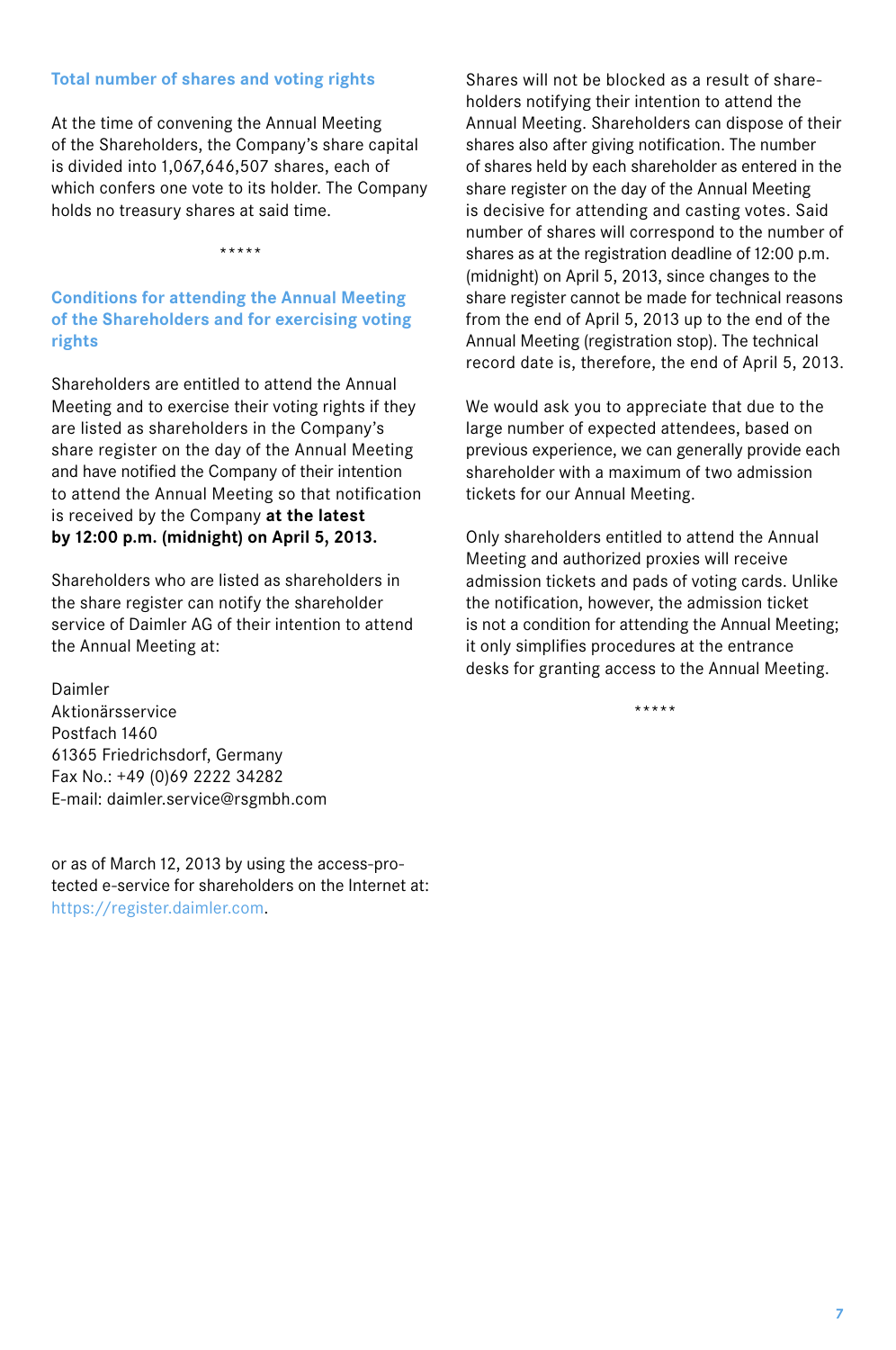## Total number of shares and voting rights

At the time of convening the Annual Meeting of the Shareholders, the Company's share capital is divided into 1,067,646,507 shares, each of which confers one vote to its holder. The Company holds no treasury shares at said time.

*****

## Conditions for attending the Annual Meeting of the Shareholders and for exercising voting rights

Shareholders are entitled to attend the Annual Meeting and to exercise their voting rights if they are listed as shareholders in the Company's share register on the day of the Annual Meeting and have notified the Company of their intention to attend the Annual Meeting so that notification is received by the Company **at the latest by 12:00 p.m. (midnight) on April 5, 2013.**

Shareholders who are listed as shareholders in the share register can notify the shareholder service of Daimler AG of their intention to attend the Annual Meeting at:

Daimler
Aktionärsservice
Postfach 1460
61365 Friedrichsdorf, Germany
Fax No.: +49 (0)69 2222 34282
E-mail: daimler.service@rsgmbh.com

or as of March 12, 2013 by using the access-protected e-service for shareholders on the Internet at: https://register.daimler.com.

Shares will not be blocked as a result of shareholders notifying their intention to attend the Annual Meeting. Shareholders can dispose of their shares also after giving notification. The number of shares held by each shareholder as entered in the share register on the day of the Annual Meeting is decisive for attending and casting votes. Said number of shares will correspond to the number of shares as at the registration deadline of 12:00 p.m. (midnight) on April 5, 2013, since changes to the share register cannot be made for technical reasons from the end of April 5, 2013 up to the end of the Annual Meeting (registration stop). The technical record date is, therefore, the end of April 5, 2013.

We would ask you to appreciate that due to the large number of expected attendees, based on previous experience, we can generally provide each shareholder with a maximum of two admission tickets for our Annual Meeting.

Only shareholders entitled to attend the Annual Meeting and authorized proxies will receive admission tickets and pads of voting cards. Unlike the notification, however, the admission ticket is not a condition for attending the Annual Meeting; it only simplifies procedures at the entrance desks for granting access to the Annual Meeting.

*****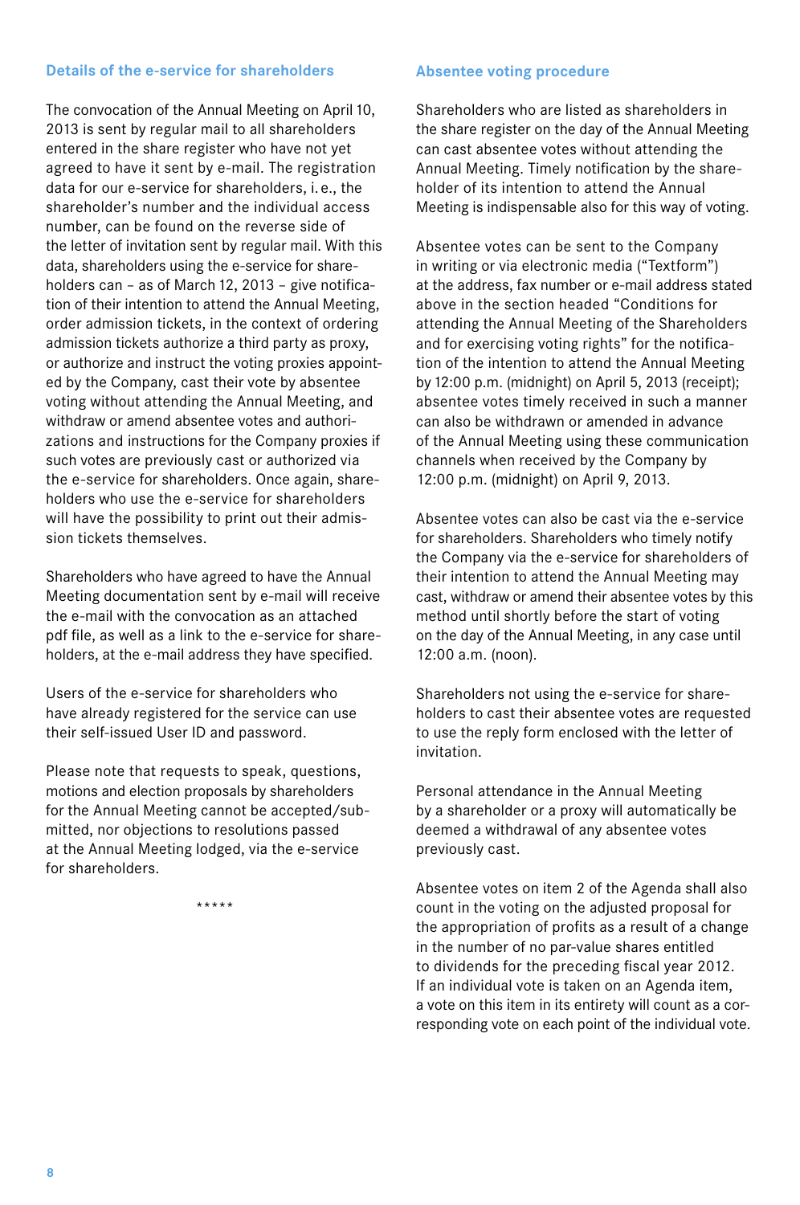### Details of the e-service for shareholders

The convocation of the Annual Meeting on April 10, 2013 is sent by regular mail to all shareholders entered in the share register who have not yet agreed to have it sent by e-mail. The registration data for our e-service for shareholders, i. e., the shareholder's number and the individual access number, can be found on the reverse side of the letter of invitation sent by regular mail. With this data, shareholders using the e-service for shareholders can – as of March 12, 2013 – give notification of their intention to attend the Annual Meeting, order admission tickets, in the context of ordering admission tickets authorize a third party as proxy, or authorize and instruct the voting proxies appointed by the Company, cast their vote by absentee voting without attending the Annual Meeting, and withdraw or amend absentee votes and authorizations and instructions for the Company proxies if such votes are previously cast or authorized via the e-service for shareholders. Once again, shareholders who use the e-service for shareholders will have the possibility to print out their admission tickets themselves.

Shareholders who have agreed to have the Annual Meeting documentation sent by e-mail will receive the e-mail with the convocation as an attached pdf file, as well as a link to the e-service for shareholders, at the e-mail address they have specified.

Users of the e-service for shareholders who have already registered for the service can use their self-issued User ID and password.

Please note that requests to speak, questions, motions and election proposals by shareholders for the Annual Meeting cannot be accepted/submitted, nor objections to resolutions passed at the Annual Meeting lodged, via the e-service for shareholders.

*****

### Absentee voting procedure

Shareholders who are listed as shareholders in the share register on the day of the Annual Meeting can cast absentee votes without attending the Annual Meeting. Timely notification by the shareholder of its intention to attend the Annual Meeting is indispensable also for this way of voting.

Absentee votes can be sent to the Company in writing or via electronic media ("Textform") at the address, fax number or e-mail address stated above in the section headed "Conditions for attending the Annual Meeting of the Shareholders and for exercising voting rights" for the notification of the intention to attend the Annual Meeting by 12:00 p.m. (midnight) on April 5, 2013 (receipt); absentee votes timely received in such a manner can also be withdrawn or amended in advance of the Annual Meeting using these communication channels when received by the Company by 12:00 p.m. (midnight) on April 9, 2013.

Absentee votes can also be cast via the e-service for shareholders. Shareholders who timely notify the Company via the e-service for shareholders of their intention to attend the Annual Meeting may cast, withdraw or amend their absentee votes by this method until shortly before the start of voting on the day of the Annual Meeting, in any case until 12:00 a.m. (noon).

Shareholders not using the e-service for shareholders to cast their absentee votes are requested to use the reply form enclosed with the letter of invitation.

Personal attendance in the Annual Meeting by a shareholder or a proxy will automatically be deemed a withdrawal of any absentee votes previously cast.

Absentee votes on item 2 of the Agenda shall also count in the voting on the adjusted proposal for the appropriation of profits as a result of a change in the number of no par-value shares entitled to dividends for the preceding fiscal year 2012. If an individual vote is taken on an Agenda item, a vote on this item in its entirety will count as a corresponding vote on each point of the individual vote.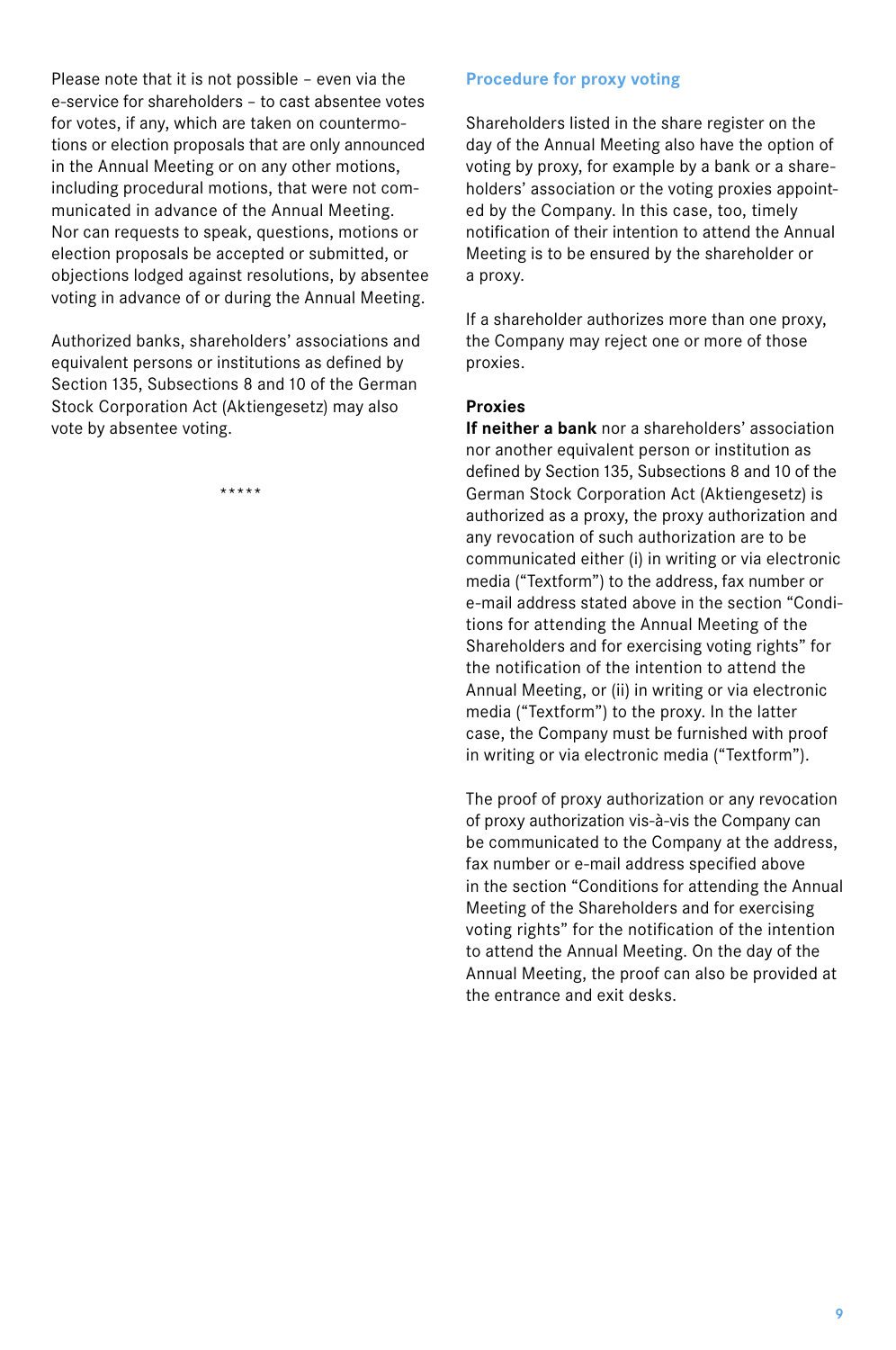Please note that it is not possible – even via the e-service for shareholders – to cast absentee votes for votes, if any, which are taken on countermotions or election proposals that are only announced in the Annual Meeting or on any other motions, including procedural motions, that were not communicated in advance of the Annual Meeting. Nor can requests to speak, questions, motions or election proposals be accepted or submitted, or objections lodged against resolutions, by absentee voting in advance of or during the Annual Meeting.

Authorized banks, shareholders' associations and equivalent persons or institutions as defined by Section 135, Subsections 8 and 10 of the German Stock Corporation Act (Aktiengesetz) may also vote by absentee voting.

*****

### Procedure for proxy voting

Shareholders listed in the share register on the day of the Annual Meeting also have the option of voting by proxy, for example by a bank or a shareholders' association or the voting proxies appointed by the Company. In this case, too, timely notification of their intention to attend the Annual Meeting is to be ensured by the shareholder or a proxy.

If a shareholder authorizes more than one proxy, the Company may reject one or more of those proxies.

**Proxies**

**If neither a bank** nor a shareholders' association nor another equivalent person or institution as defined by Section 135, Subsections 8 and 10 of the German Stock Corporation Act (Aktiengesetz) is authorized as a proxy, the proxy authorization and any revocation of such authorization are to be communicated either (i) in writing or via electronic media ("Textform") to the address, fax number or e-mail address stated above in the section "Conditions for attending the Annual Meeting of the Shareholders and for exercising voting rights" for the notification of the intention to attend the Annual Meeting, or (ii) in writing or via electronic media ("Textform") to the proxy. In the latter case, the Company must be furnished with proof in writing or via electronic media ("Textform").

The proof of proxy authorization or any revocation of proxy authorization vis-à-vis the Company can be communicated to the Company at the address, fax number or e-mail address specified above in the section "Conditions for attending the Annual Meeting of the Shareholders and for exercising voting rights" for the notification of the intention to attend the Annual Meeting. On the day of the Annual Meeting, the proof can also be provided at the entrance and exit desks.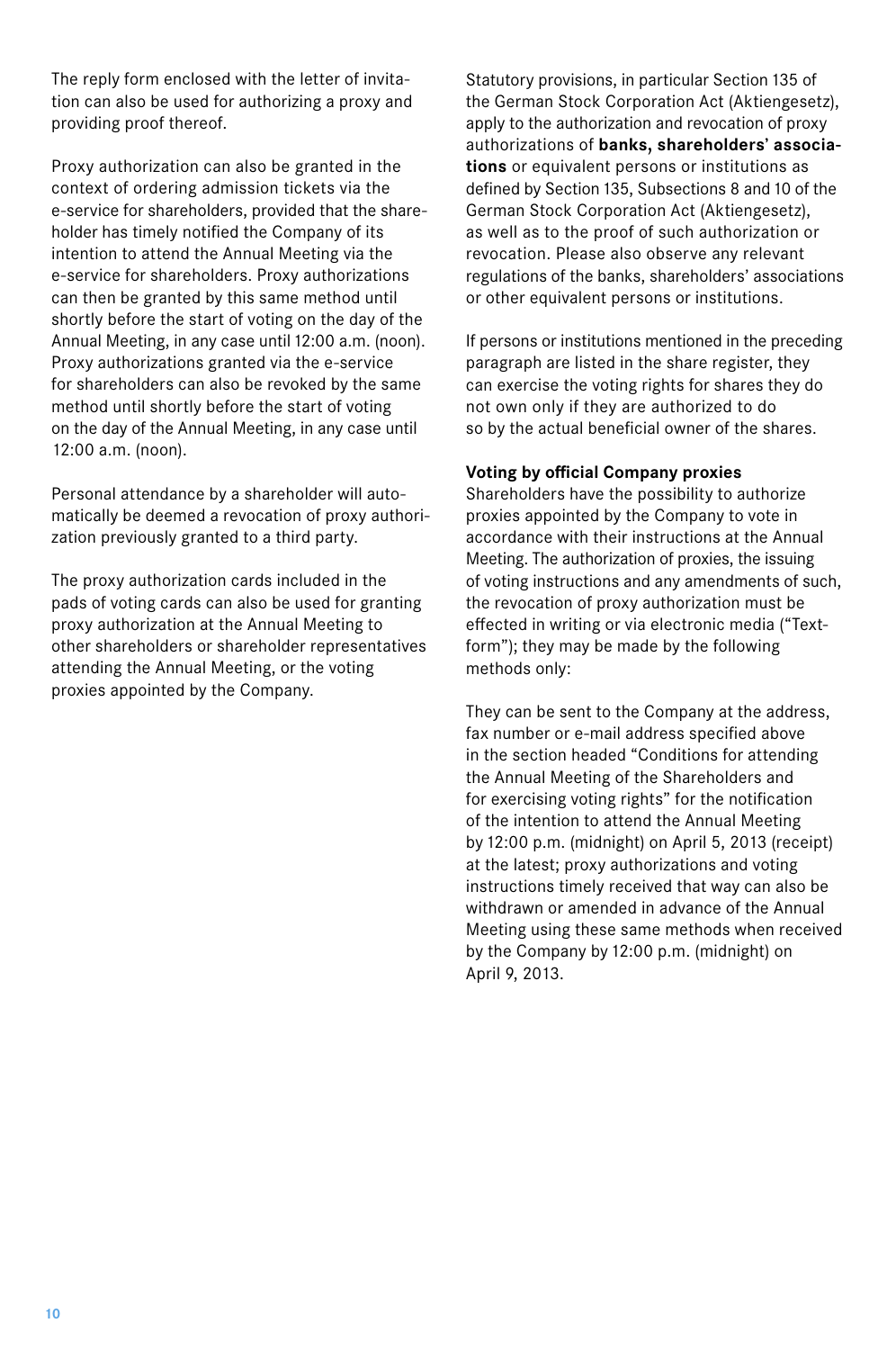The reply form enclosed with the letter of invitation can also be used for authorizing a proxy and providing proof thereof.

Proxy authorization can also be granted in the context of ordering admission tickets via the e-service for shareholders, provided that the shareholder has timely notified the Company of its intention to attend the Annual Meeting via the e-service for shareholders. Proxy authorizations can then be granted by this same method until shortly before the start of voting on the day of the Annual Meeting, in any case until 12:00 a.m. (noon). Proxy authorizations granted via the e-service for shareholders can also be revoked by the same method until shortly before the start of voting on the day of the Annual Meeting, in any case until 12:00 a.m. (noon).

Personal attendance by a shareholder will automatically be deemed a revocation of proxy authorization previously granted to a third party.

The proxy authorization cards included in the pads of voting cards can also be used for granting proxy authorization at the Annual Meeting to other shareholders or shareholder representatives attending the Annual Meeting, or the voting proxies appointed by the Company.

Statutory provisions, in particular Section 135 of the German Stock Corporation Act (Aktiengesetz), apply to the authorization and revocation of proxy authorizations of **banks, shareholders' associations** or equivalent persons or institutions as defined by Section 135, Subsections 8 and 10 of the German Stock Corporation Act (Aktiengesetz), as well as to the proof of such authorization or revocation. Please also observe any relevant regulations of the banks, shareholders' associations or other equivalent persons or institutions.

If persons or institutions mentioned in the preceding paragraph are listed in the share register, they can exercise the voting rights for shares they do not own only if they are authorized to do so by the actual beneficial owner of the shares.

**Voting by official Company proxies**

Shareholders have the possibility to authorize proxies appointed by the Company to vote in accordance with their instructions at the Annual Meeting. The authorization of proxies, the issuing of voting instructions and any amendments of such, the revocation of proxy authorization must be effected in writing or via electronic media ("Textform"); they may be made by the following methods only:

They can be sent to the Company at the address, fax number or e-mail address specified above in the section headed "Conditions for attending the Annual Meeting of the Shareholders and for exercising voting rights" for the notification of the intention to attend the Annual Meeting by 12:00 p.m. (midnight) on April 5, 2013 (receipt) at the latest; proxy authorizations and voting instructions timely received that way can also be withdrawn or amended in advance of the Annual Meeting using these same methods when received by the Company by 12:00 p.m. (midnight) on April 9, 2013.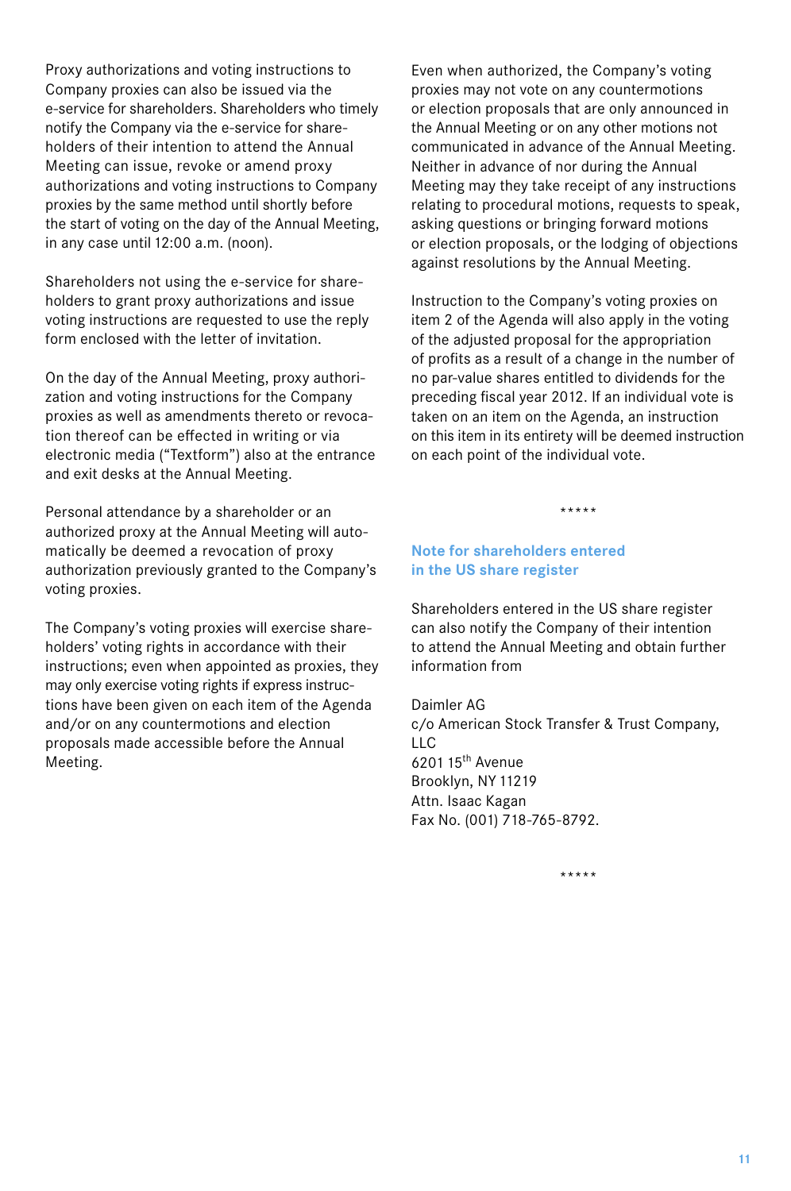Proxy authorizations and voting instructions to Company proxies can also be issued via the e-service for shareholders. Shareholders who timely notify the Company via the e-service for shareholders of their intention to attend the Annual Meeting can issue, revoke or amend proxy authorizations and voting instructions to Company proxies by the same method until shortly before the start of voting on the day of the Annual Meeting, in any case until 12:00 a.m. (noon).

Shareholders not using the e-service for shareholders to grant proxy authorizations and issue voting instructions are requested to use the reply form enclosed with the letter of invitation.

On the day of the Annual Meeting, proxy authorization and voting instructions for the Company proxies as well as amendments thereto or revocation thereof can be effected in writing or via electronic media ("Textform") also at the entrance and exit desks at the Annual Meeting.

Personal attendance by a shareholder or an authorized proxy at the Annual Meeting will automatically be deemed a revocation of proxy authorization previously granted to the Company's voting proxies.

The Company's voting proxies will exercise shareholders' voting rights in accordance with their instructions; even when appointed as proxies, they may only exercise voting rights if express instructions have been given on each item of the Agenda and/or on any countermotions and election proposals made accessible before the Annual Meeting.

Even when authorized, the Company's voting proxies may not vote on any countermotions or election proposals that are only announced in the Annual Meeting or on any other motions not communicated in advance of the Annual Meeting. Neither in advance of nor during the Annual Meeting may they take receipt of any instructions relating to procedural motions, requests to speak, asking questions or bringing forward motions or election proposals, or the lodging of objections against resolutions by the Annual Meeting.

Instruction to the Company's voting proxies on item 2 of the Agenda will also apply in the voting of the adjusted proposal for the appropriation of profits as a result of a change in the number of no par-value shares entitled to dividends for the preceding fiscal year 2012. If an individual vote is taken on an item on the Agenda, an instruction on this item in its entirety will be deemed instruction on each point of the individual vote.

*****

### Note for shareholders entered in the US share register

Shareholders entered in the US share register can also notify the Company of their intention to attend the Annual Meeting and obtain further information from

Daimler AG  
c/o American Stock Transfer & Trust Company, LLC  
6201 15th Avenue  
Brooklyn, NY 11219  
Attn. Isaac Kagan  
Fax No. (001) 718-765-8792.

*****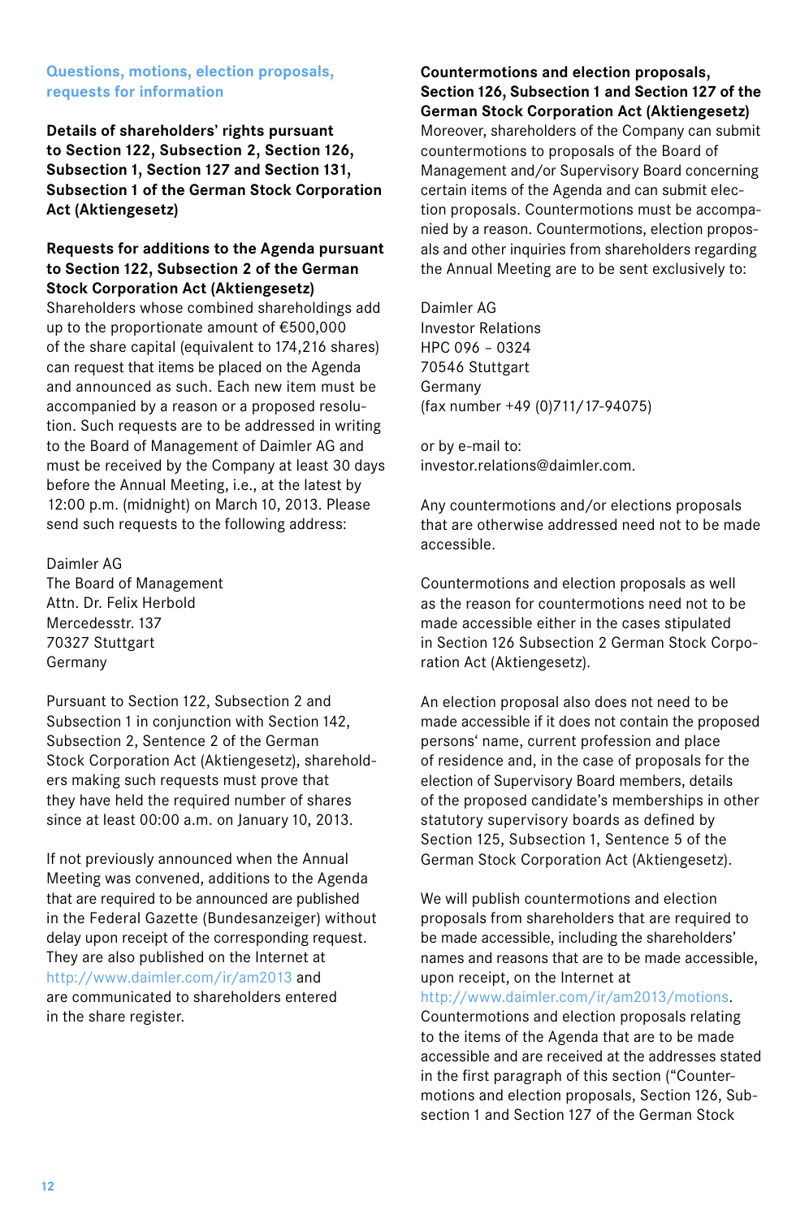## Questions, motions, election proposals, requests for information

### Details of shareholders' rights pursuant to Section 122, Subsection 2, Section 126, Subsection 1, Section 127 and Section 131, Subsection 1 of the German Stock Corporation Act (Aktiengesetz)

**Requests for additions to the Agenda pursuant to Section 122, Subsection 2 of the German Stock Corporation Act (Aktiengesetz)**

Shareholders whose combined shareholdings add up to the proportionate amount of €500,000 of the share capital (equivalent to 174,216 shares) can request that items be placed on the Agenda and announced as such. Each new item must be accompanied by a reason or a proposed resolution. Such requests are to be addressed in writing to the Board of Management of Daimler AG and must be received by the Company at least 30 days before the Annual Meeting, i.e., at the latest by 12:00 p.m. (midnight) on March 10, 2013. Please send such requests to the following address:

Daimler AG
The Board of Management
Attn. Dr. Felix Herbold
Mercedesstr. 137
70327 Stuttgart
Germany

Pursuant to Section 122, Subsection 2 and Subsection 1 in conjunction with Section 142, Subsection 2, Sentence 2 of the German Stock Corporation Act (Aktiengesetz), shareholders making such requests must prove that they have held the required number of shares since at least 00:00 a.m. on January 10, 2013.

If not previously announced when the Annual Meeting was convened, additions to the Agenda that are required to be announced are published in the Federal Gazette (Bundesanzeiger) without delay upon receipt of the corresponding request. They are also published on the Internet at http://www.daimler.com/ir/am2013 and are communicated to shareholders entered in the share register.

**Countermotions and election proposals, Section 126, Subsection 1 and Section 127 of the German Stock Corporation Act (Aktiengesetz)**

Moreover, shareholders of the Company can submit countermotions to proposals of the Board of Management and/or Supervisory Board concerning certain items of the Agenda and can submit election proposals. Countermotions must be accompanied by a reason. Countermotions, election proposals and other inquiries from shareholders regarding the Annual Meeting are to be sent exclusively to:

Daimler AG
Investor Relations
HPC 096 – 0324
70546 Stuttgart
Germany
(fax number +49 (0)711/17-94075)

or by e-mail to:
investor.relations@daimler.com.

Any countermotions and/or elections proposals that are otherwise addressed need not to be made accessible.

Countermotions and election proposals as well as the reason for countermotions need not to be made accessible either in the cases stipulated in Section 126 Subsection 2 German Stock Corporation Act (Aktiengesetz).

An election proposal also does not need to be made accessible if it does not contain the proposed persons' name, current profession and place of residence and, in the case of proposals for the election of Supervisory Board members, details of the proposed candidate's memberships in other statutory supervisory boards as defined by Section 125, Subsection 1, Sentence 5 of the German Stock Corporation Act (Aktiengesetz).

We will publish countermotions and election proposals from shareholders that are required to be made accessible, including the shareholders' names and reasons that are to be made accessible, upon receipt, on the Internet at http://www.daimler.com/ir/am2013/motions. Countermotions and election proposals relating to the items of the Agenda that are to be made accessible and are received at the addresses stated in the first paragraph of this section ("Countermotions and election proposals, Section 126, Subsection 1 and Section 127 of the German Stock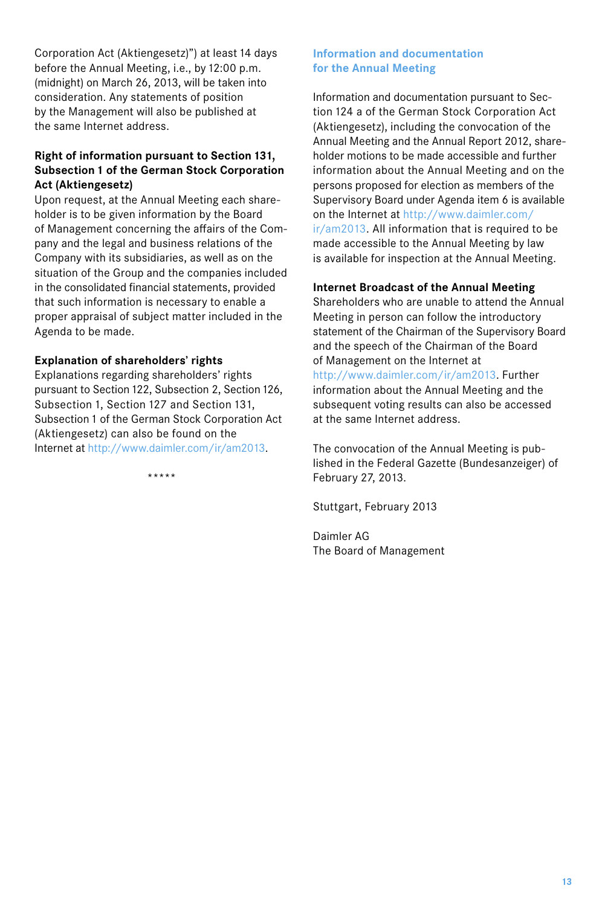Corporation Act (Aktiengesetz)") at least 14 days before the Annual Meeting, i.e., by 12:00 p.m. (midnight) on March 26, 2013, will be taken into consideration. Any statements of position by the Management will also be published at the same Internet address.

**Right of information pursuant to Section 131, Subsection 1 of the German Stock Corporation Act (Aktiengesetz)**

Upon request, at the Annual Meeting each shareholder is to be given information by the Board of Management concerning the affairs of the Company and the legal and business relations of the Company with its subsidiaries, as well as on the situation of the Group and the companies included in the consolidated financial statements, provided that such information is necessary to enable a proper appraisal of subject matter included in the Agenda to be made.

**Explanation of shareholders' rights**

Explanations regarding shareholders' rights pursuant to Section 122, Subsection 2, Section 126, Subsection 1, Section 127 and Section 131, Subsection 1 of the German Stock Corporation Act (Aktiengesetz) can also be found on the Internet at http://www.daimler.com/ir/am2013.

*****

## Information and documentation for the Annual Meeting

Information and documentation pursuant to Section 124 a of the German Stock Corporation Act (Aktiengesetz), including the convocation of the Annual Meeting and the Annual Report 2012, shareholder motions to be made accessible and further information about the Annual Meeting and on the persons proposed for election as members of the Supervisory Board under Agenda item 6 is available on the Internet at http://www.daimler.com/ir/am2013. All information that is required to be made accessible to the Annual Meeting by law is available for inspection at the Annual Meeting.

**Internet Broadcast of the Annual Meeting**

Shareholders who are unable to attend the Annual Meeting in person can follow the introductory statement of the Chairman of the Supervisory Board and the speech of the Chairman of the Board of Management on the Internet at http://www.daimler.com/ir/am2013. Further information about the Annual Meeting and the subsequent voting results can also be accessed at the same Internet address.

The convocation of the Annual Meeting is published in the Federal Gazette (Bundesanzeiger) of February 27, 2013.

Stuttgart, February 2013

Daimler AG
The Board of Management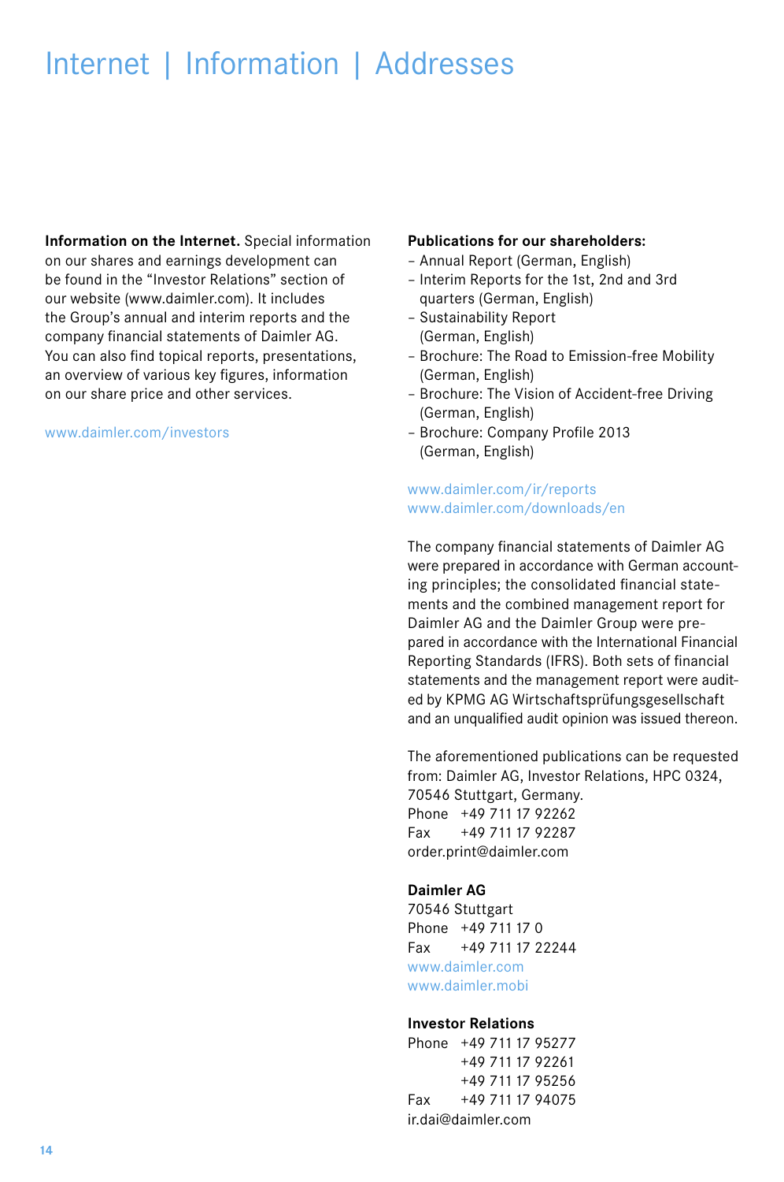# Internet | Information | Addresses

**Information on the Internet.** Special information on our shares and earnings development can be found in the "Investor Relations" section of our website (www.daimler.com). It includes the Group's annual and interim reports and the company financial statements of Daimler AG. You can also find topical reports, presentations, an overview of various key figures, information on our share price and other services.

www.daimler.com/investors

**Publications for our shareholders:**

- Annual Report (German, English)
- Interim Reports for the 1st, 2nd and 3rd quarters (German, English)
- Sustainability Report (German, English)
- Brochure: The Road to Emission-free Mobility (German, English)
- Brochure: The Vision of Accident-free Driving (German, English)
- Brochure: Company Profile 2013 (German, English)

www.daimler.com/ir/reports
www.daimler.com/downloads/en

The company financial statements of Daimler AG were prepared in accordance with German accounting principles; the consolidated financial statements and the combined management report for Daimler AG and the Daimler Group were prepared in accordance with the International Financial Reporting Standards (IFRS). Both sets of financial statements and the management report were audited by KPMG AG Wirtschaftsprüfungsgesellschaft and an unqualified audit opinion was issued thereon.

The aforementioned publications can be requested from: Daimler AG, Investor Relations, HPC 0324, 70546 Stuttgart, Germany.
Phone +49 711 17 92262
Fax +49 711 17 92287
order.print@daimler.com

**Daimler AG**
70546 Stuttgart
Phone +49 711 17 0
Fax +49 711 17 22244
www.daimler.com
www.daimler.mobi

**Investor Relations**
Phone +49 711 17 95277
+49 711 17 92261
+49 711 17 95256
Fax +49 711 17 94075
ir.dai@daimler.com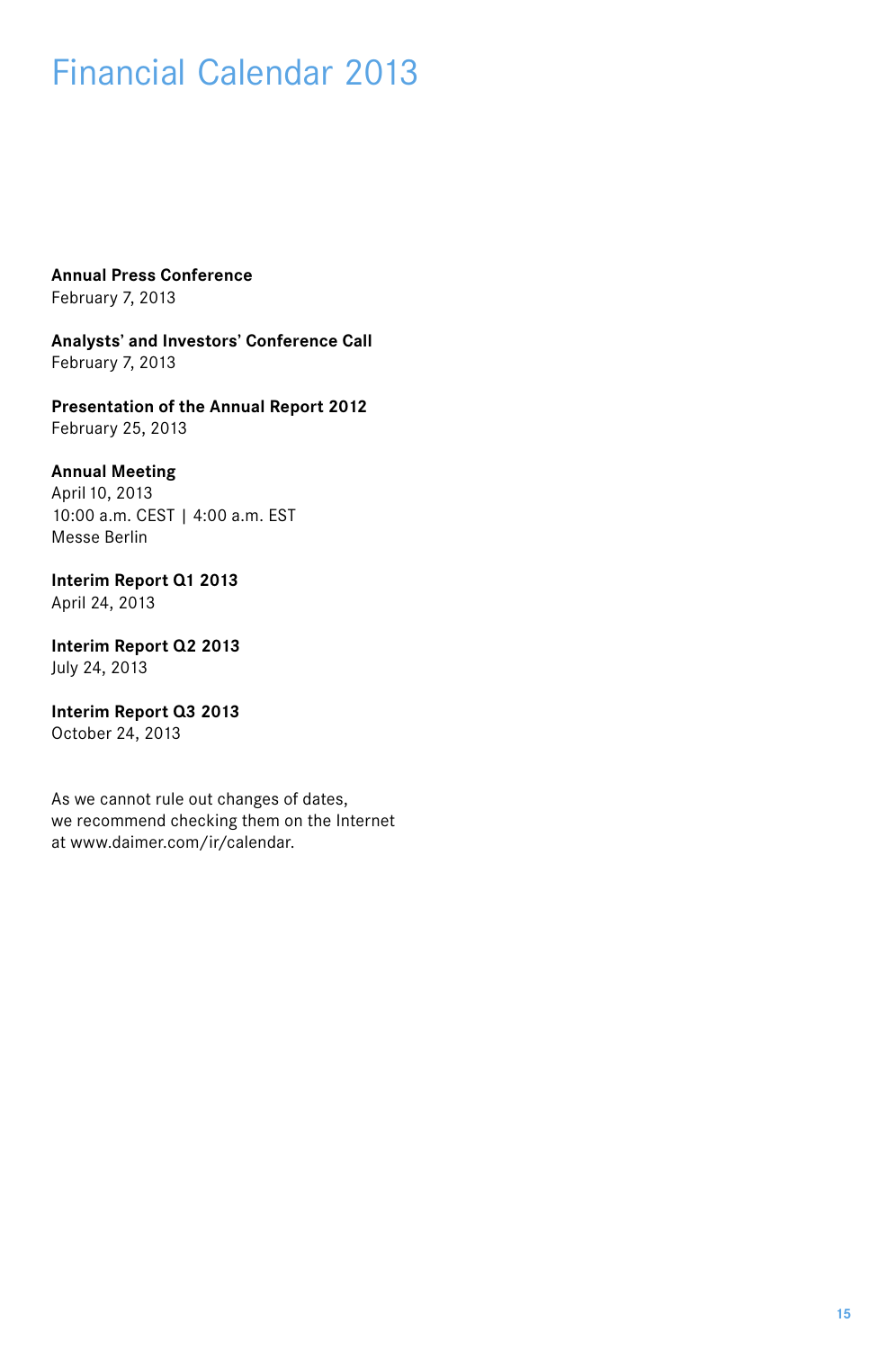# Financial Calendar 2013

**Annual Press Conference**
February 7, 2013

**Analysts' and Investors' Conference Call**
February 7, 2013

**Presentation of the Annual Report 2012**
February 25, 2013

**Annual Meeting**
April 10, 2013
10:00 a.m. CEST | 4:00 a.m. EST
Messe Berlin

**Interim Report Q1 2013**
April 24, 2013

**Interim Report Q2 2013**
July 24, 2013

**Interim Report Q3 2013**
October 24, 2013

As we cannot rule out changes of dates,
we recommend checking them on the Internet
at www.daimer.com/ir/calendar.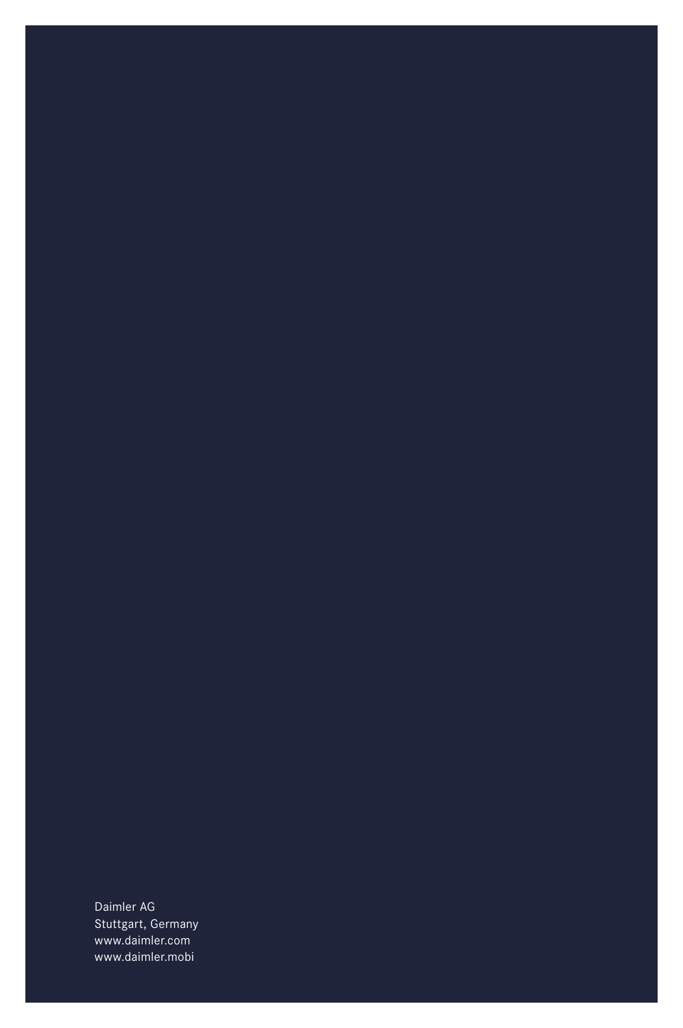Daimler AG
Stuttgart, Germany
www.daimler.com
www.daimler.mobi